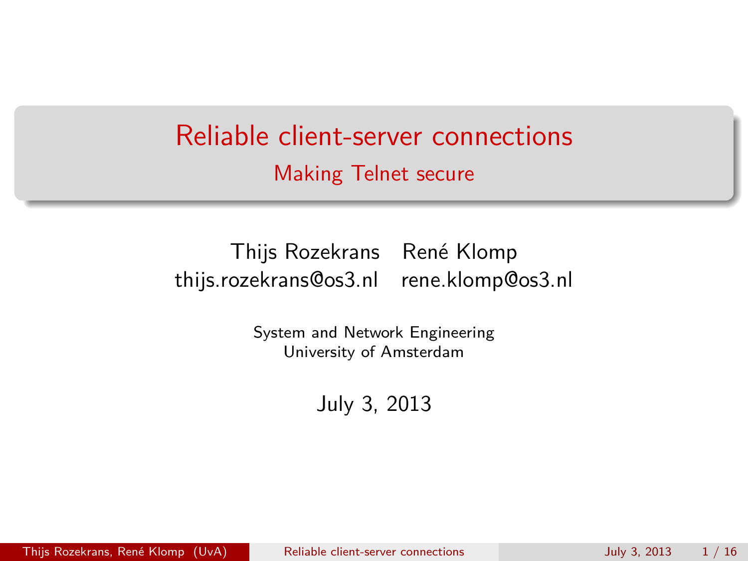# Reliable client-server connections

## Making Telnet secure

Thijs Rozekrans　　René Klomp

thijs.rozekrans@os3.nl　　rene.klomp@os3.nl

System and Network Engineering
University of Amsterdam

July 3, 2013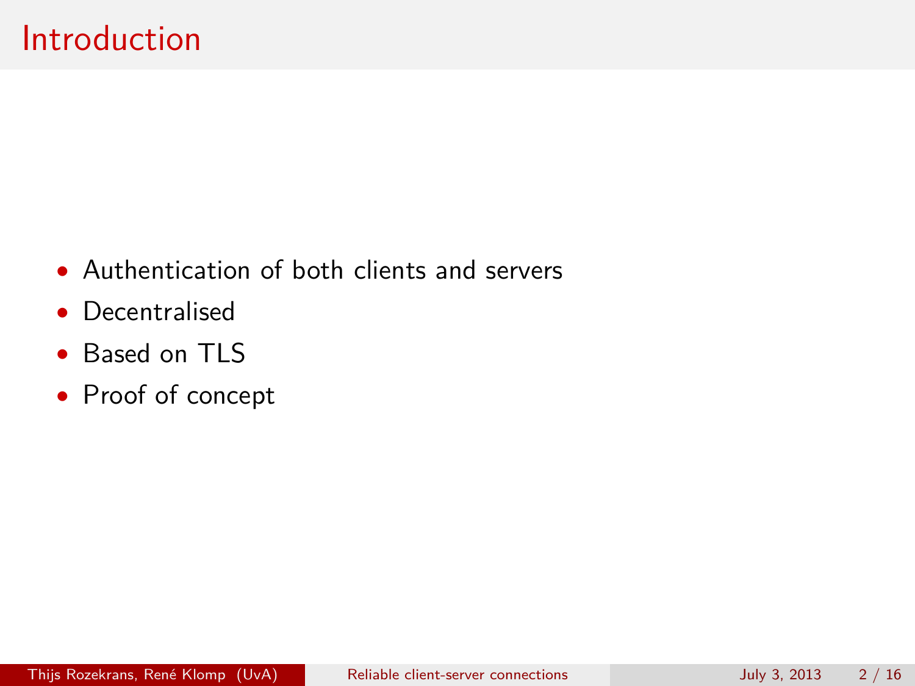# Introduction

- Authentication of both clients and servers
- Decentralised
- Based on TLS
- Proof of concept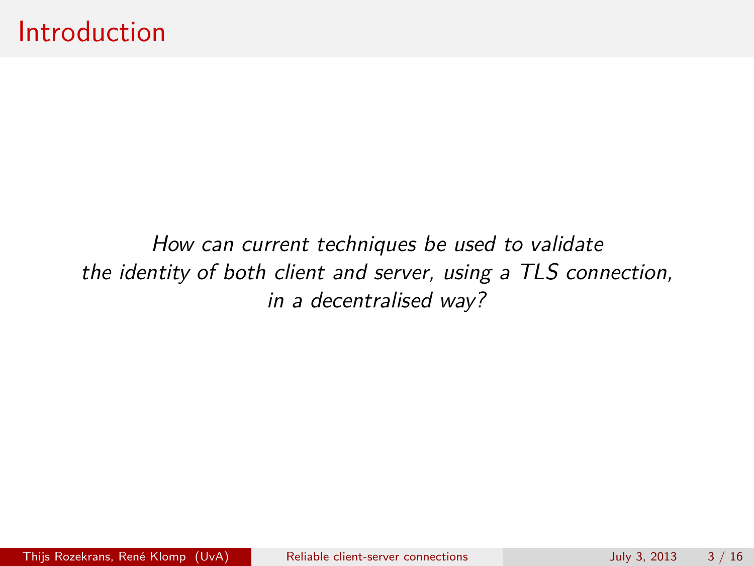# Introduction

*How can current techniques be used to validate the identity of both client and server, using a TLS connection, in a decentralised way?*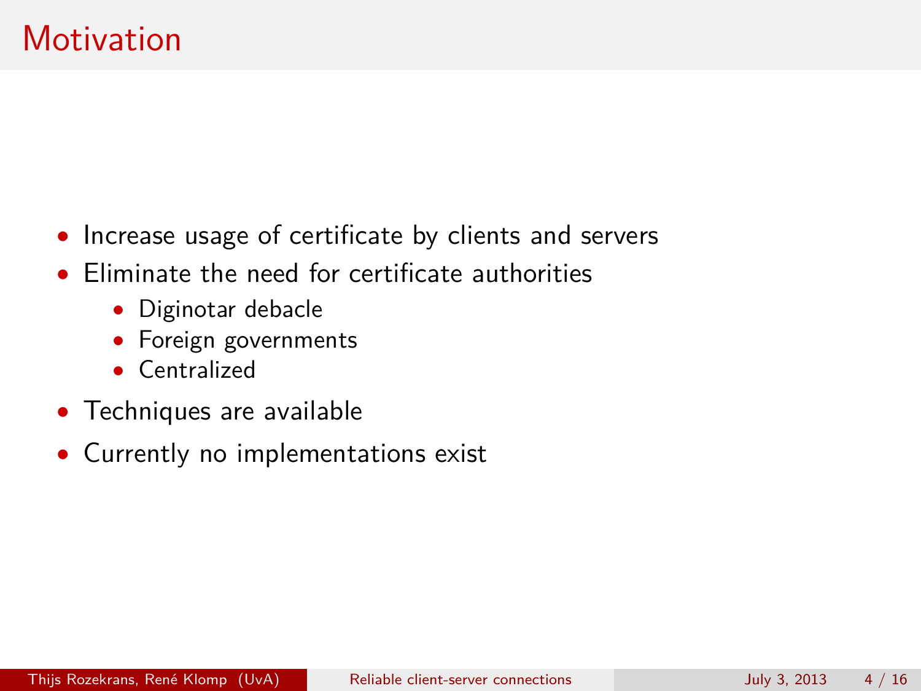# Motivation

- Increase usage of certificate by clients and servers
- Eliminate the need for certificate authorities
  - Diginotar debacle
  - Foreign governments
  - Centralized
- Techniques are available
- Currently no implementations exist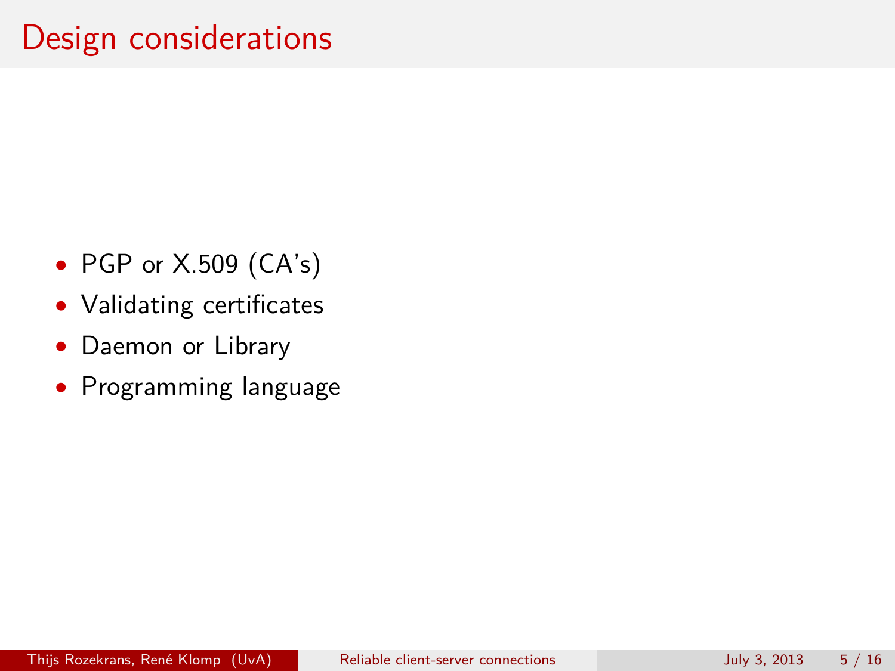# Design considerations

- PGP or X.509 (CA's)
- Validating certificates
- Daemon or Library
- Programming language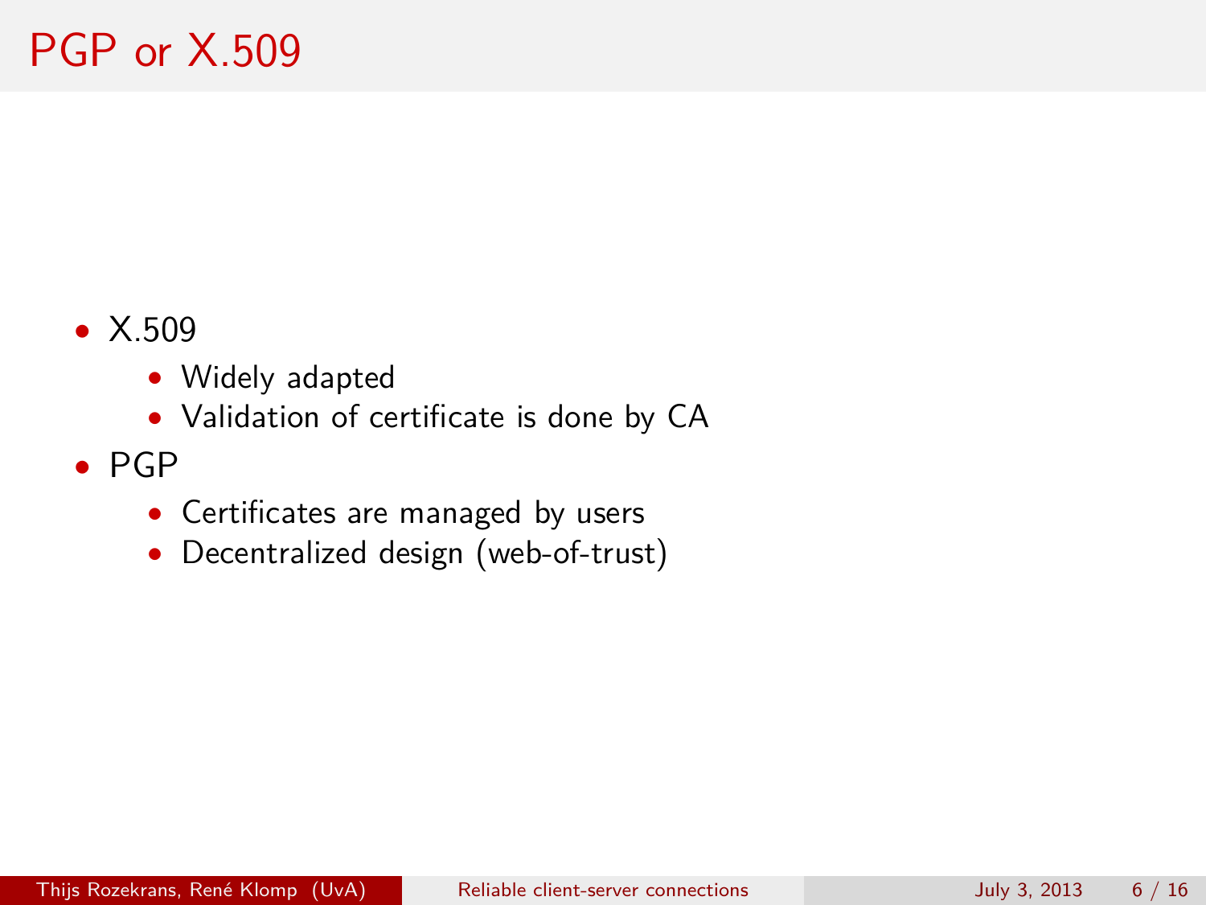# PGP or X.509

- X.509
  - Widely adapted
  - Validation of certificate is done by CA
- PGP
  - Certificates are managed by users
  - Decentralized design (web-of-trust)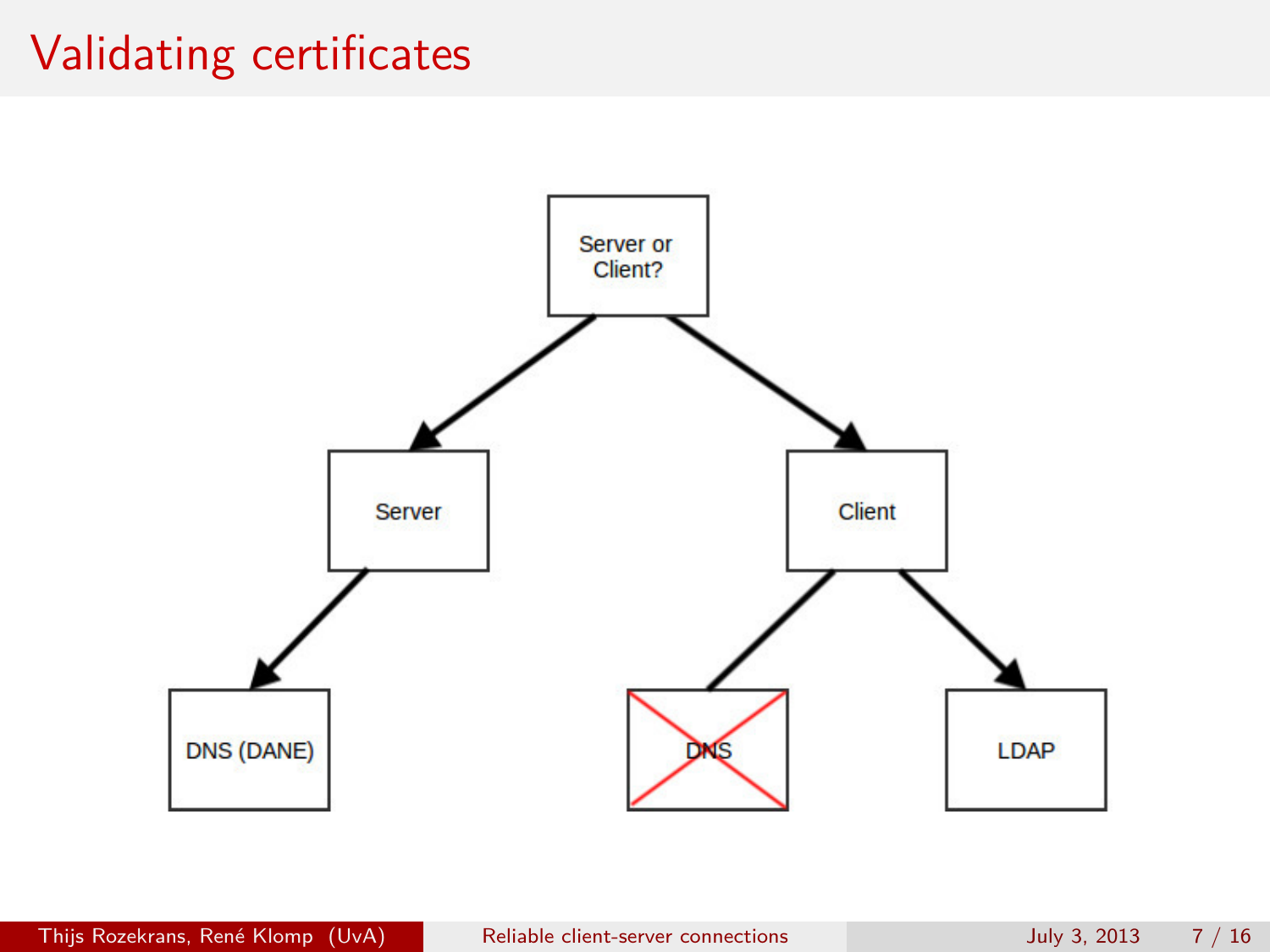# Validating certificates

Server or Client?

Server

Client

DNS (DANE)

DNS

LDAP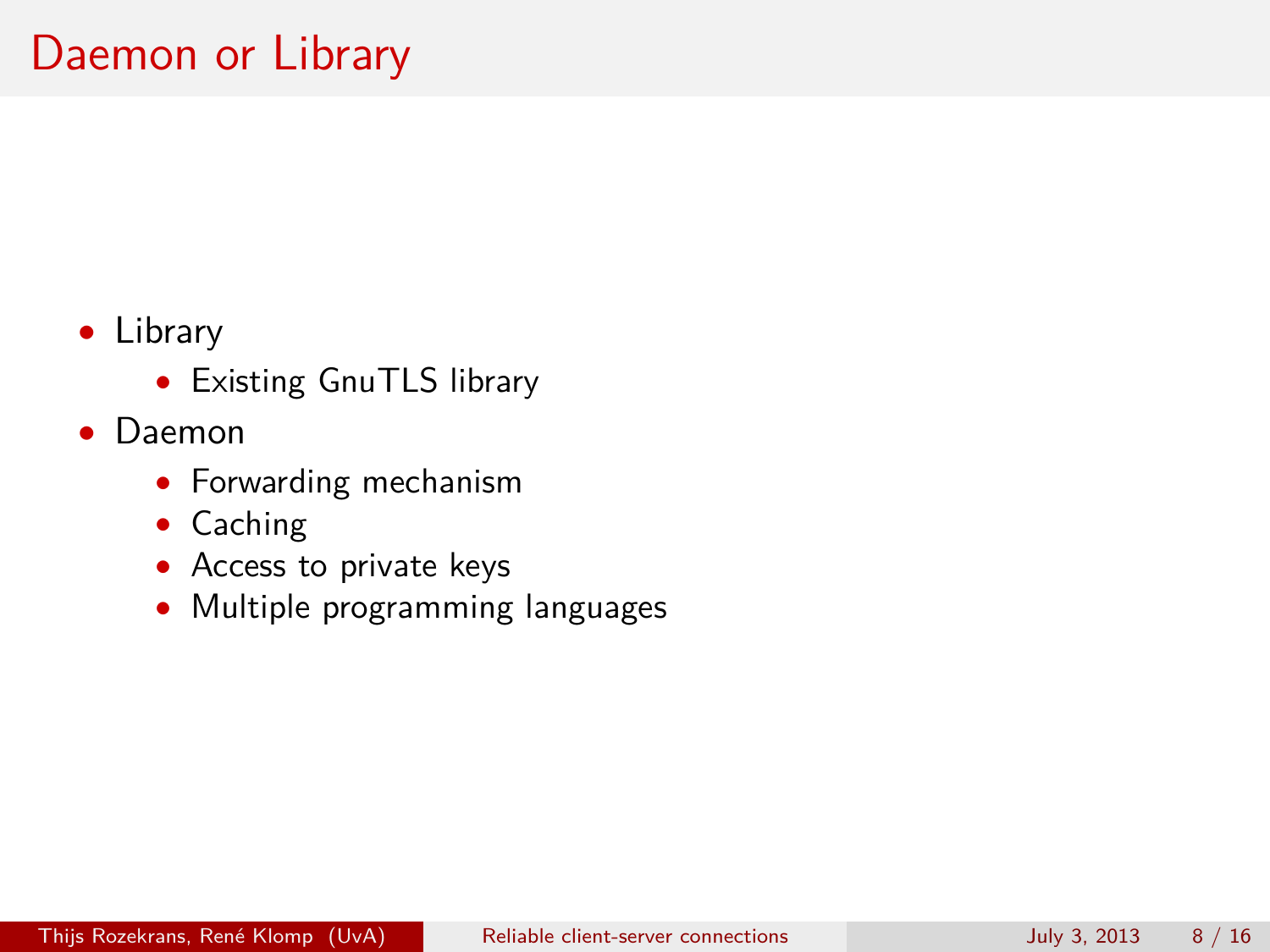# Daemon or Library

- Library
  - Existing GnuTLS library
- Daemon
  - Forwarding mechanism
  - Caching
  - Access to private keys
  - Multiple programming languages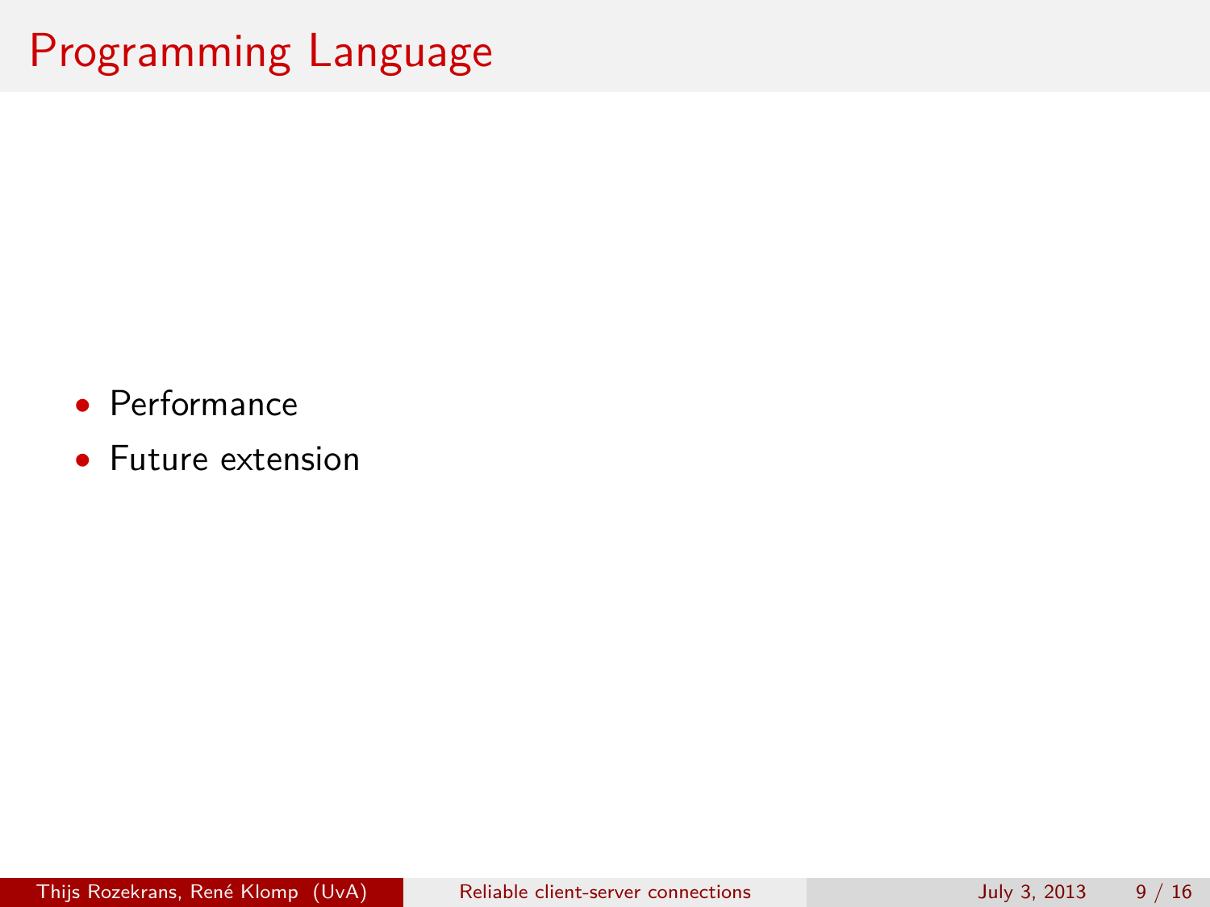# Programming Language

- Performance
- Future extension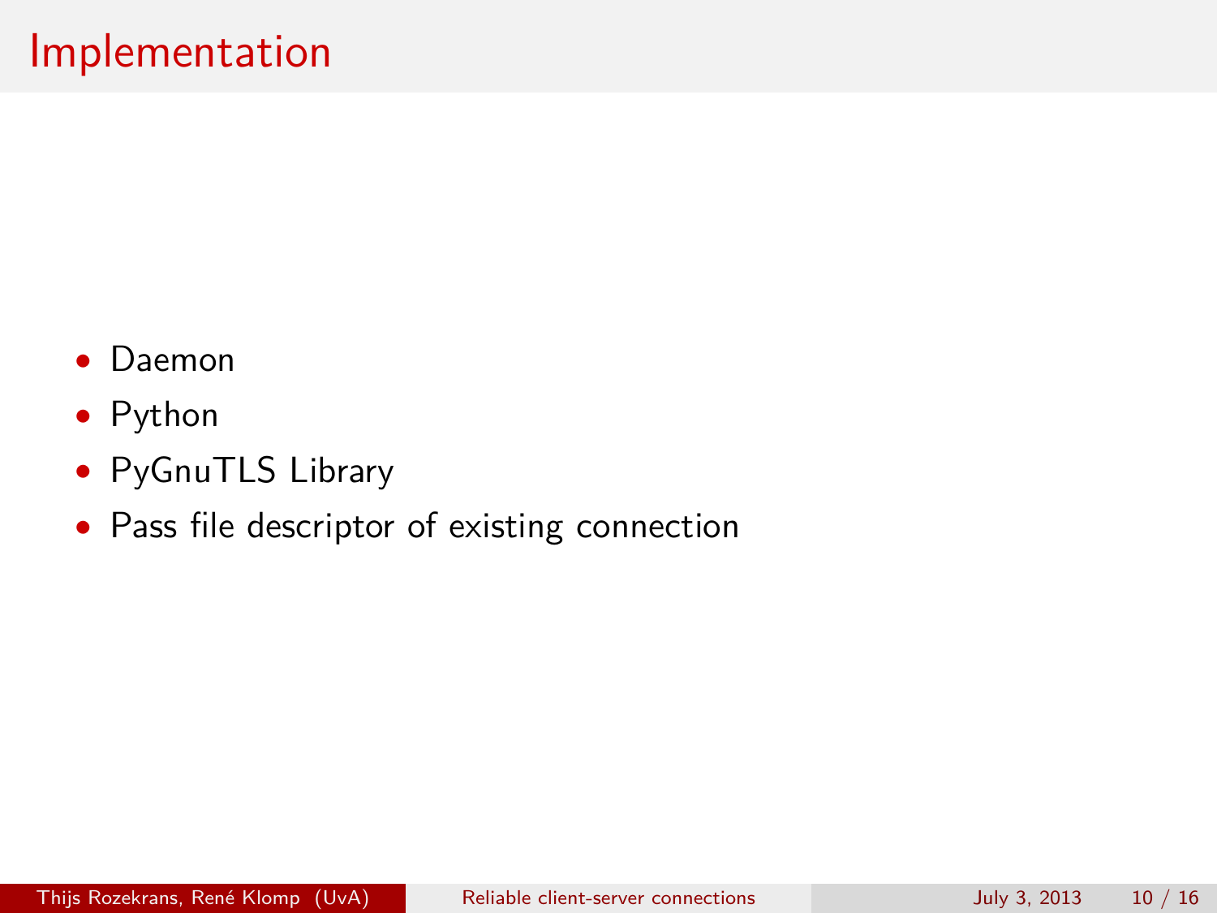# Implementation

- Daemon
- Python
- PyGnuTLS Library
- Pass file descriptor of existing connection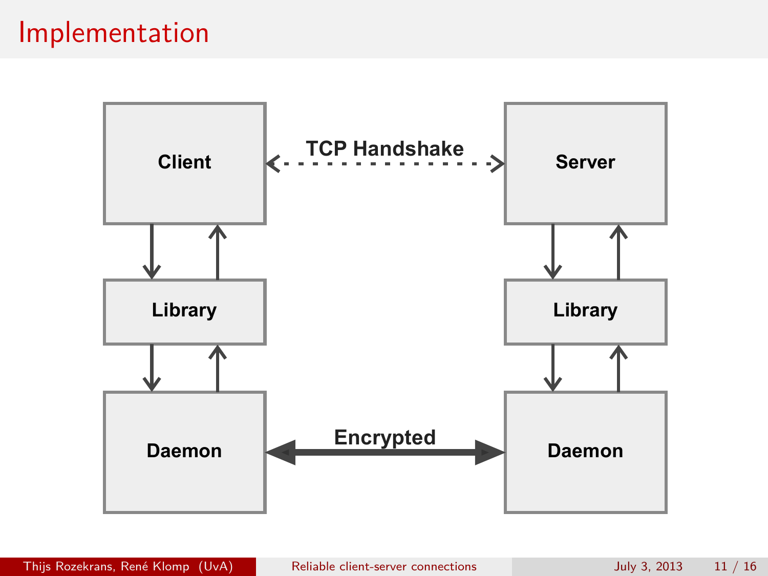# Implementation

Client

TCP Handshake

Server

Library

Library

Daemon

Encrypted

Daemon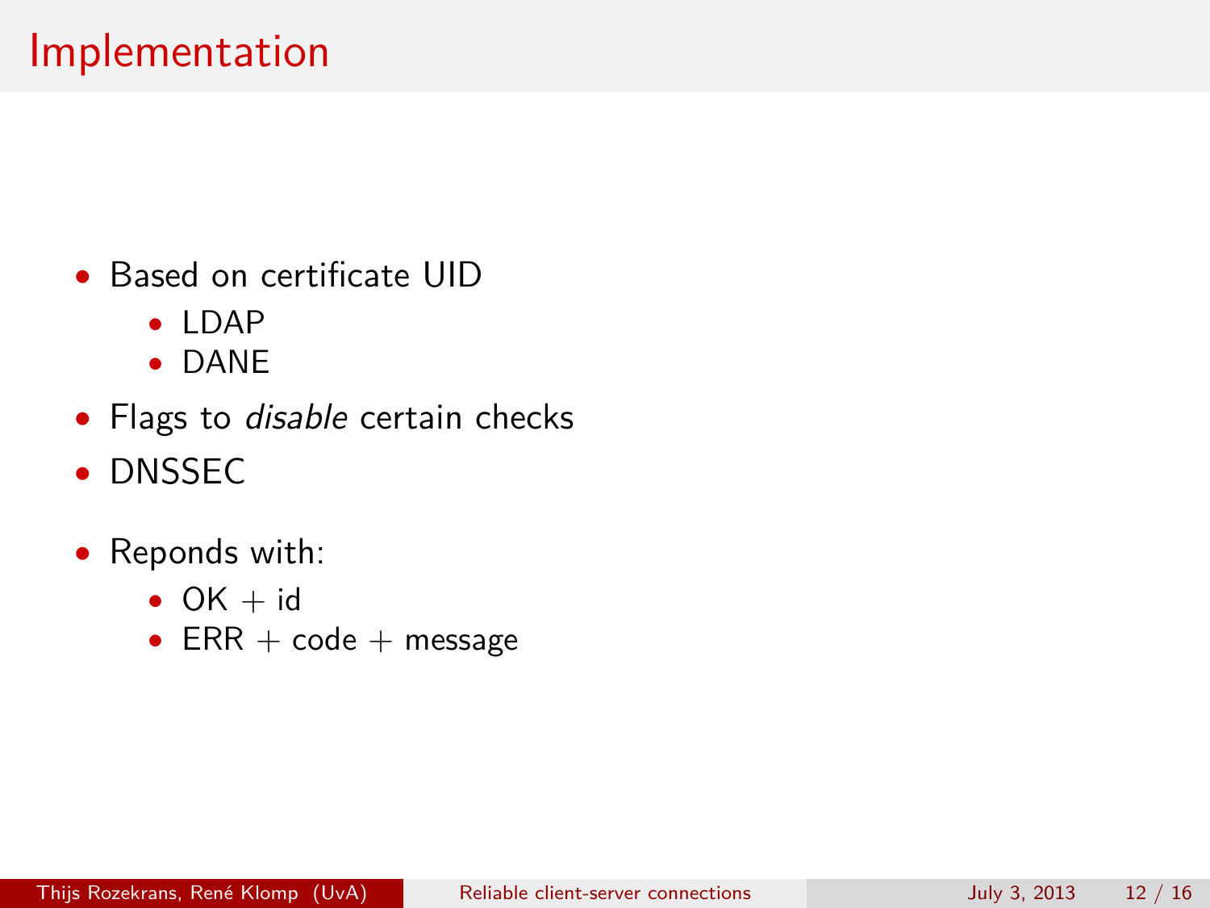# Implementation

- Based on certificate UID
  - LDAP
  - DANE
- Flags to *disable* certain checks
- DNSSEC
- Reponds with:
  - OK + id
  - ERR + code + message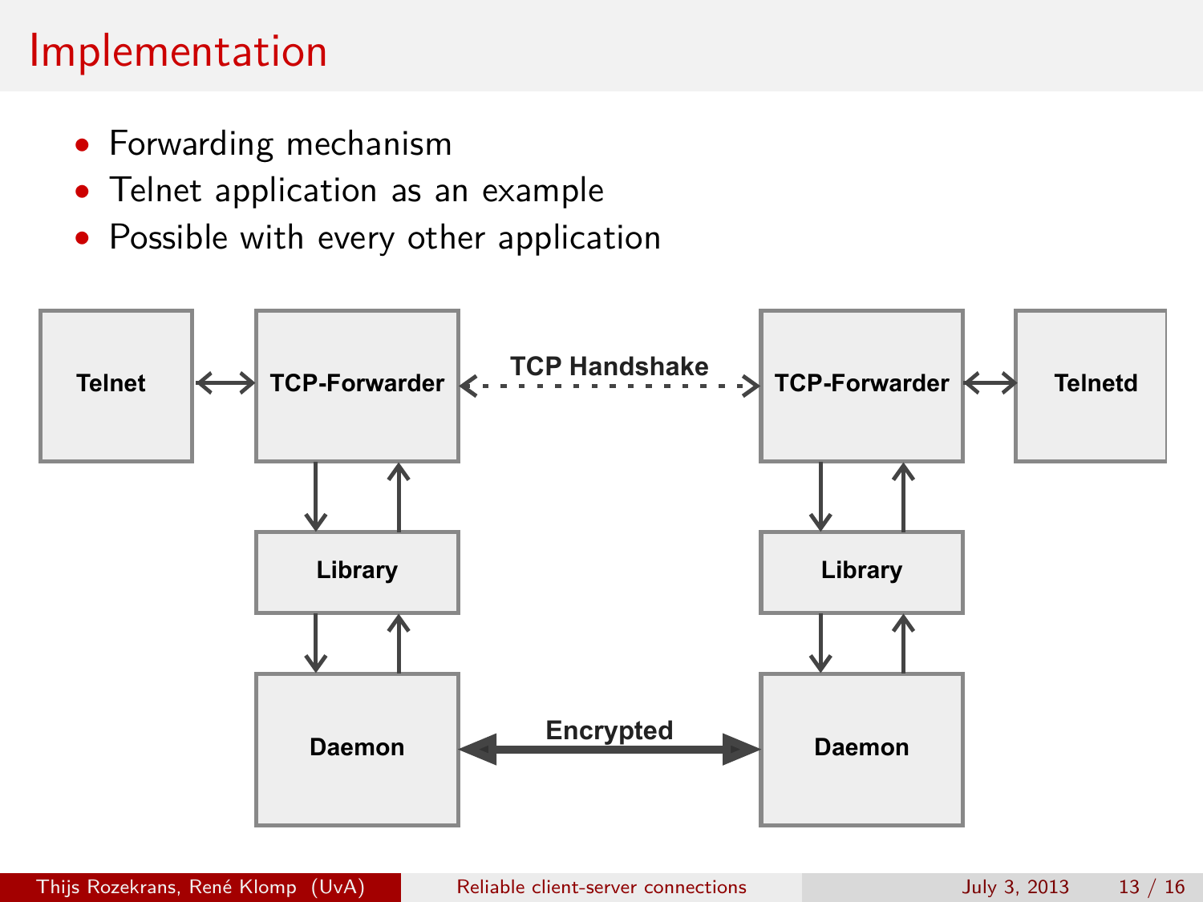# Implementation

- Forwarding mechanism
- Telnet application as an example
- Possible with every other application

Telnet ↔ TCP-Forwarder ← TCP Handshake → TCP-Forwarder ↔ Telnetd

Library | Library

Daemon ← Encrypted → Daemon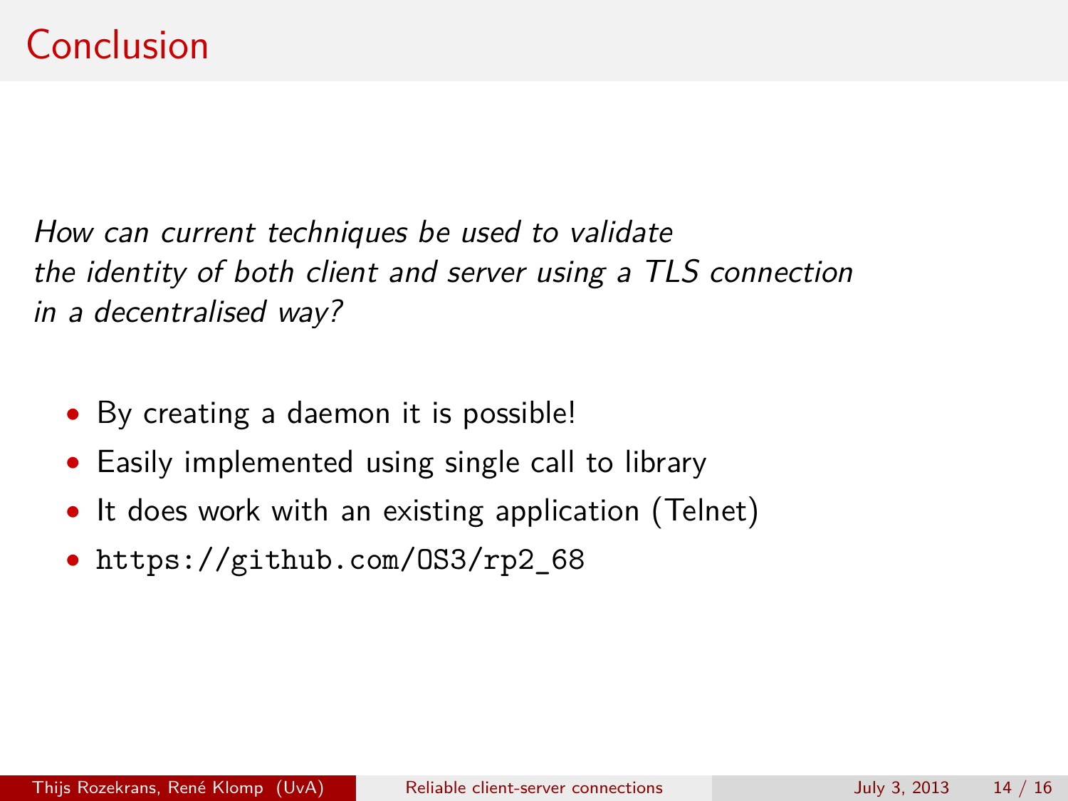# Conclusion

*How can current techniques be used to validate the identity of both client and server using a TLS connection in a decentralised way?*

- By creating a daemon it is possible!
- Easily implemented using single call to library
- It does work with an existing application (Telnet)
- `https://github.com/OS3/rp2_68`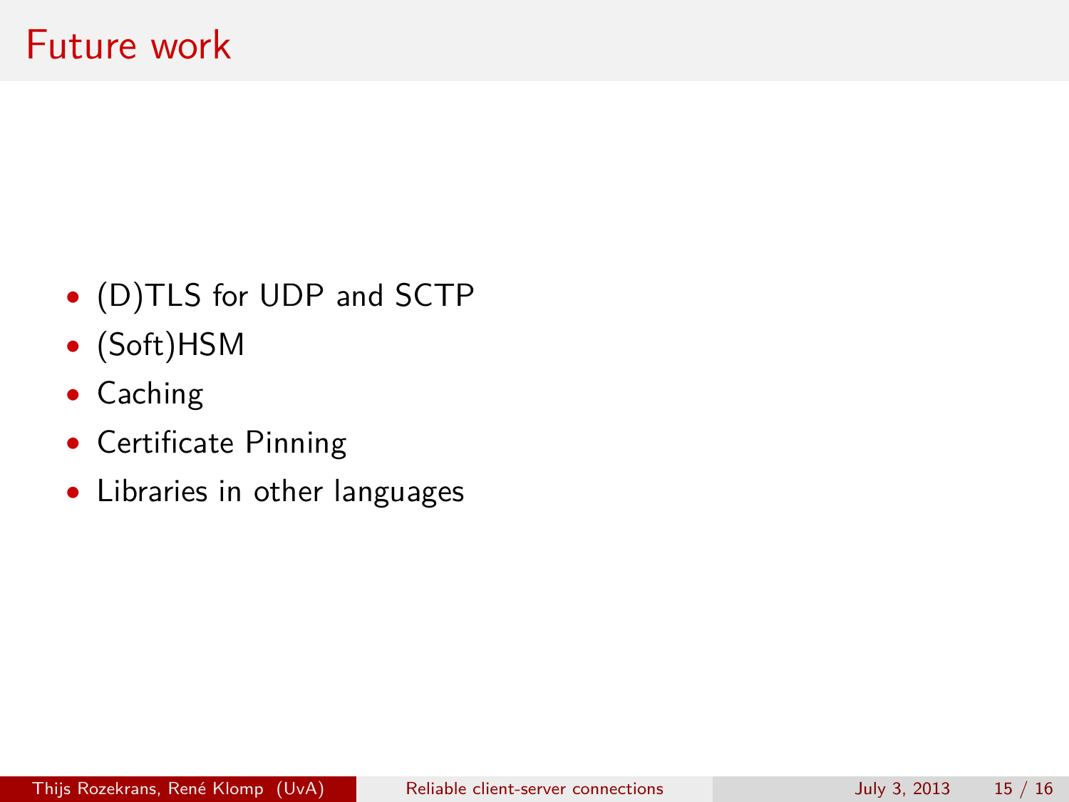# Future work

- (D)TLS for UDP and SCTP
- (Soft)HSM
- Caching
- Certificate Pinning
- Libraries in other languages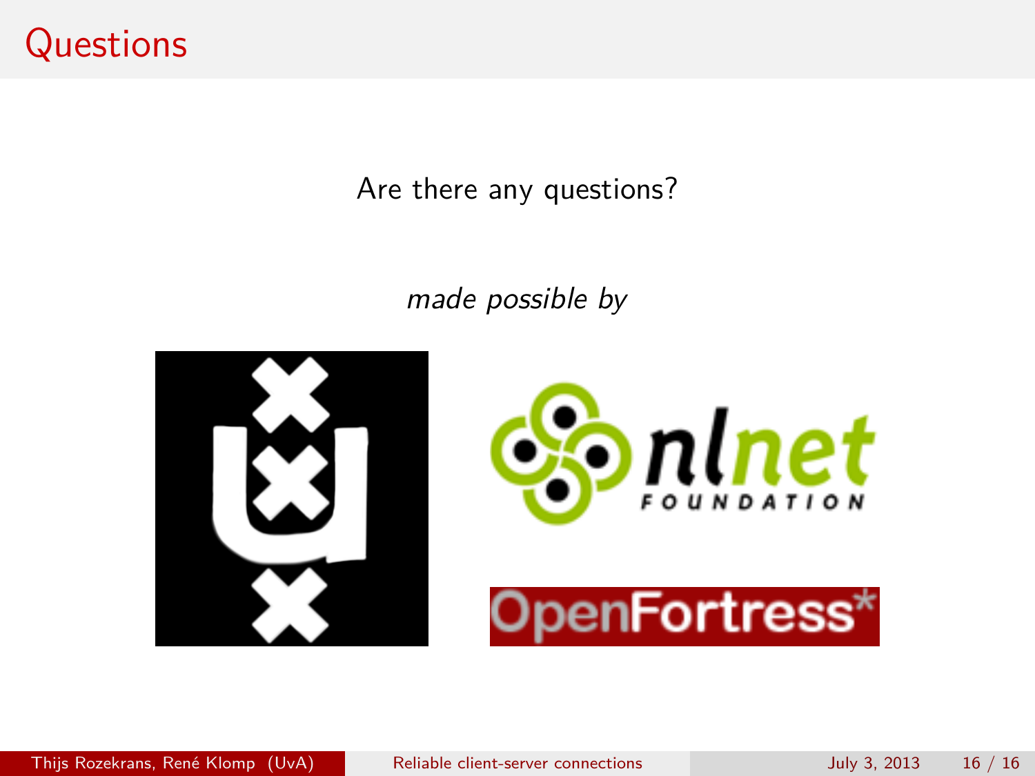# Questions

Are there any questions?

*made possible by*